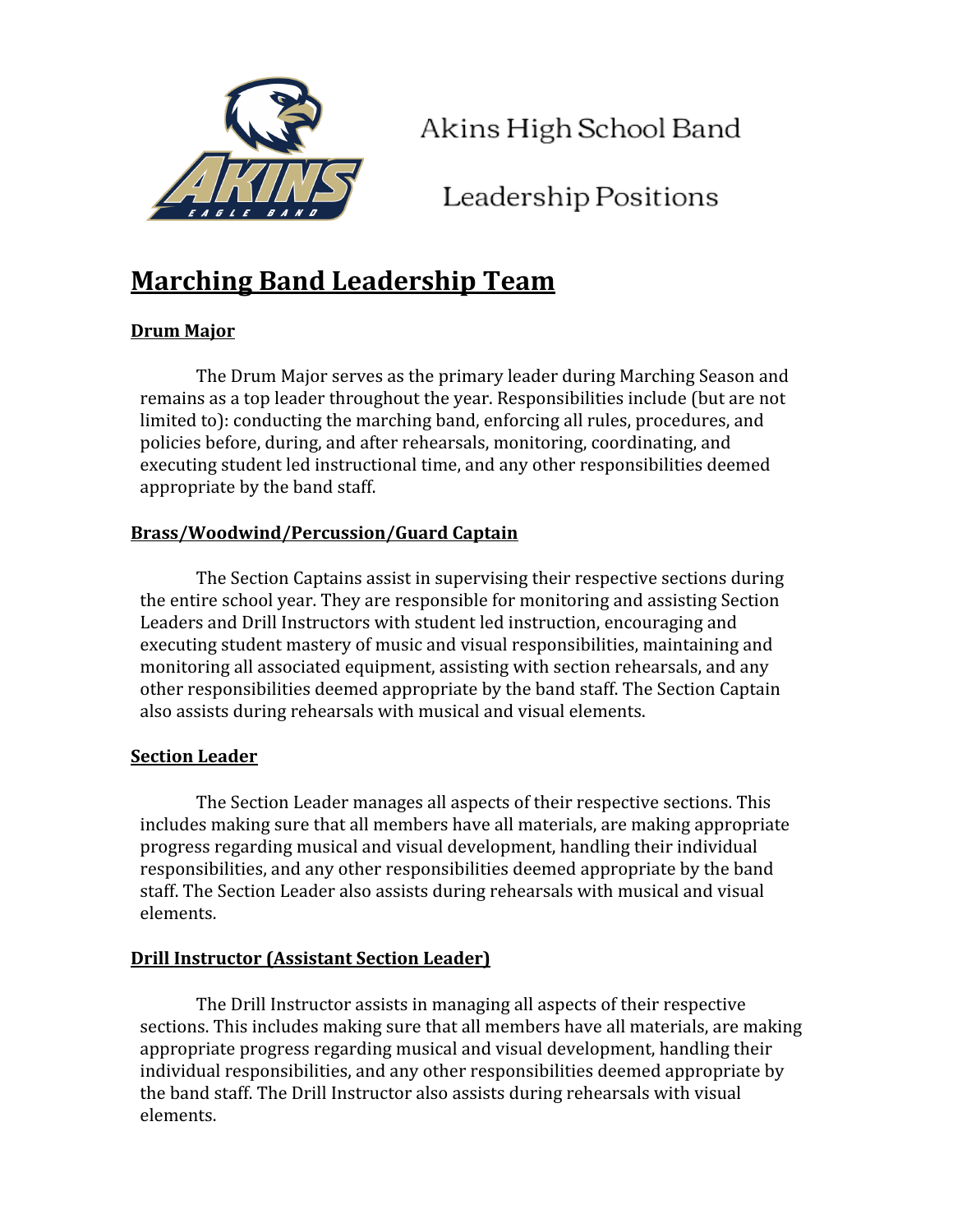Akins High School Band

Leadership Positions

# Marching Band Leadership Team

## Drum Major

The Drum Major serves as the primary leader during Marching Season and remains as a top leader throughout the year. Responsibilities include (but are not limited to): conducting the marching band, enforcing all rules, procedures, and policies before, during, and after rehearsals, monitoring, coordinating, and executing student led instructional time, and any other responsibilities deemed appropriate by the band staff.

## Brass/Woodwind/Percussion/Guard Captain

The Section Captains assist in supervising their respective sections during the entire school year. They are responsible for monitoring and assisting Section Leaders and Drill Instructors with student led instruction, encouraging and executing student mastery of music and visual responsibilities, maintaining and monitoring all associated equipment, assisting with section rehearsals, and any other responsibilities deemed appropriate by the band staff. The Section Captain also assists during rehearsals with musical and visual elements.

## Section Leader

The Section Leader manages all aspects of their respective sections. This includes making sure that all members have all materials, are making appropriate progress regarding musical and visual development, handling their individual responsibilities, and any other responsibilities deemed appropriate by the band staff. The Section Leader also assists during rehearsals with musical and visual elements.

## Drill Instructor (Assistant Section Leader)

The Drill Instructor assists in managing all aspects of their respective sections. This includes making sure that all members have all materials, are making appropriate progress regarding musical and visual development, handling their individual responsibilities, and any other responsibilities deemed appropriate by the band staff. The Drill Instructor also assists during rehearsals with visual elements.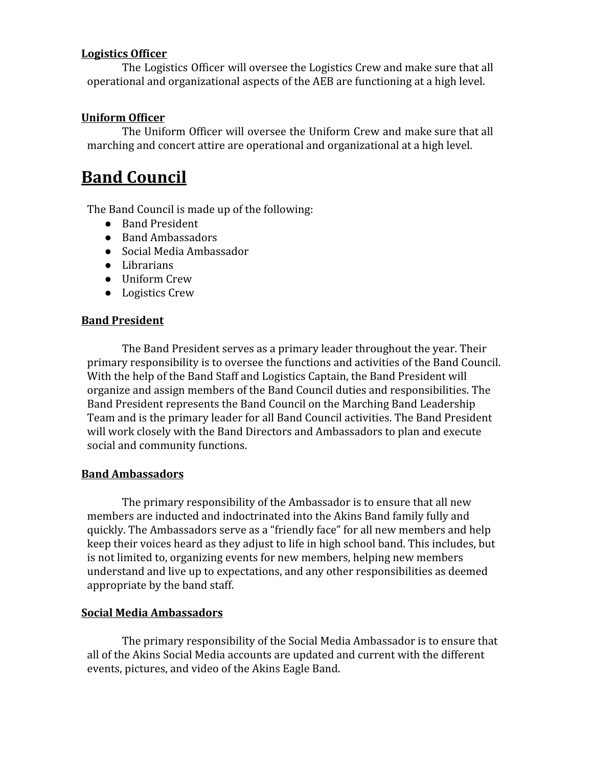**Logistics Officer**

The Logistics Officer will oversee the Logistics Crew and make sure that all operational and organizational aspects of the AEB are functioning at a high level.

**Uniform Officer**

The Uniform Officer will oversee the Uniform Crew and make sure that all marching and concert attire are operational and organizational at a high level.

# Band Council

The Band Council is made up of the following:

- Band President
- Band Ambassadors
- Social Media Ambassador
- Librarians
- Uniform Crew
- Logistics Crew

**Band President**

The Band President serves as a primary leader throughout the year. Their primary responsibility is to oversee the functions and activities of the Band Council. With the help of the Band Staff and Logistics Captain, the Band President will organize and assign members of the Band Council duties and responsibilities. The Band President represents the Band Council on the Marching Band Leadership Team and is the primary leader for all Band Council activities. The Band President will work closely with the Band Directors and Ambassadors to plan and execute social and community functions.

**Band Ambassadors**

The primary responsibility of the Ambassador is to ensure that all new members are inducted and indoctrinated into the Akins Band family fully and quickly. The Ambassadors serve as a "friendly face" for all new members and help keep their voices heard as they adjust to life in high school band. This includes, but is not limited to, organizing events for new members, helping new members understand and live up to expectations, and any other responsibilities as deemed appropriate by the band staff.

**Social Media Ambassadors**

The primary responsibility of the Social Media Ambassador is to ensure that all of the Akins Social Media accounts are updated and current with the different events, pictures, and video of the Akins Eagle Band.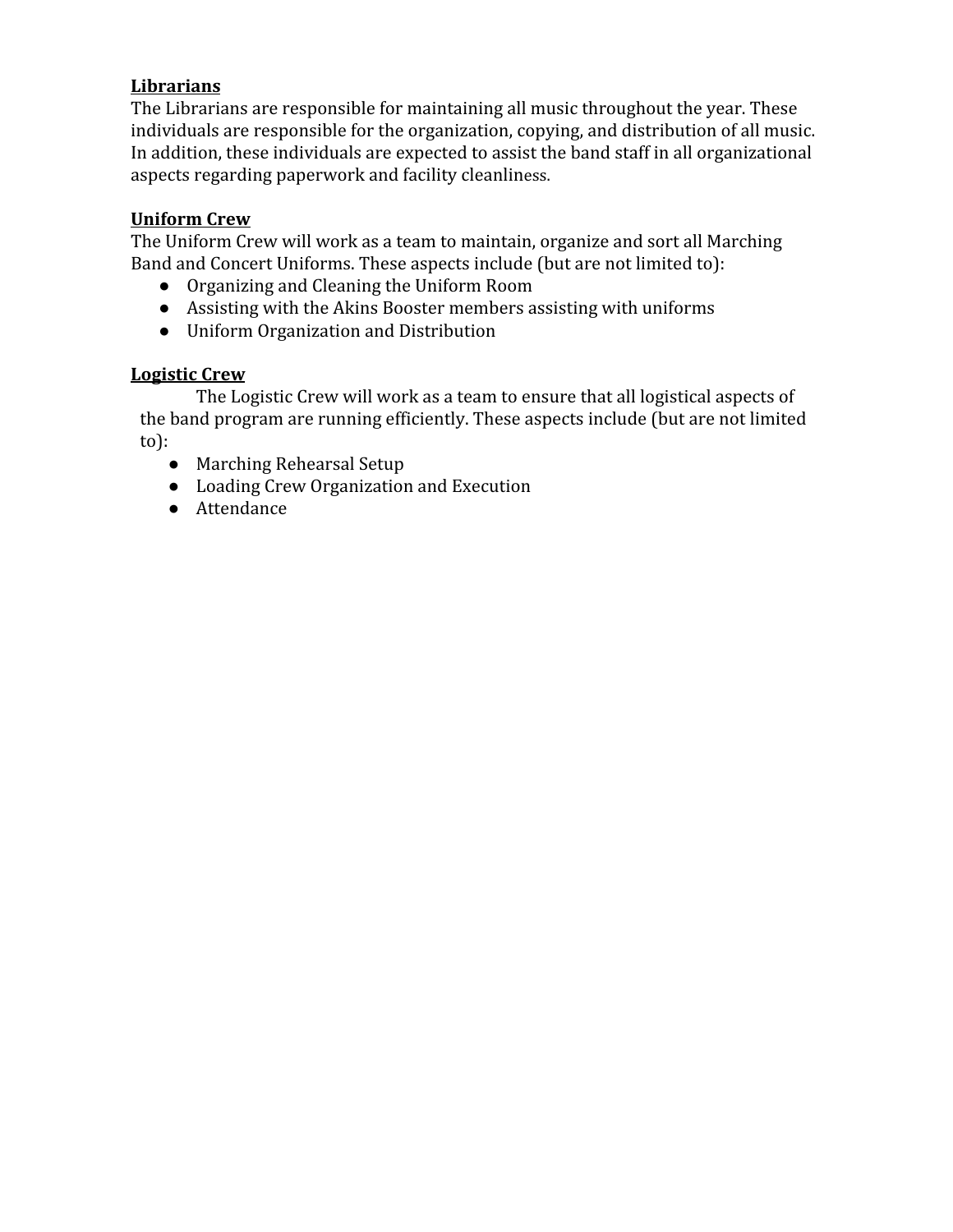**Librarians**

The Librarians are responsible for maintaining all music throughout the year. These individuals are responsible for the organization, copying, and distribution of all music. In addition, these individuals are expected to assist the band staff in all organizational aspects regarding paperwork and facility cleanliness.

**Uniform Crew**

The Uniform Crew will work as a team to maintain, organize and sort all Marching Band and Concert Uniforms. These aspects include (but are not limited to):

- Organizing and Cleaning the Uniform Room
- Assisting with the Akins Booster members assisting with uniforms
- Uniform Organization and Distribution

**Logistic Crew**

The Logistic Crew will work as a team to ensure that all logistical aspects of the band program are running efficiently. These aspects include (but are not limited to):

- Marching Rehearsal Setup
- Loading Crew Organization and Execution
- Attendance